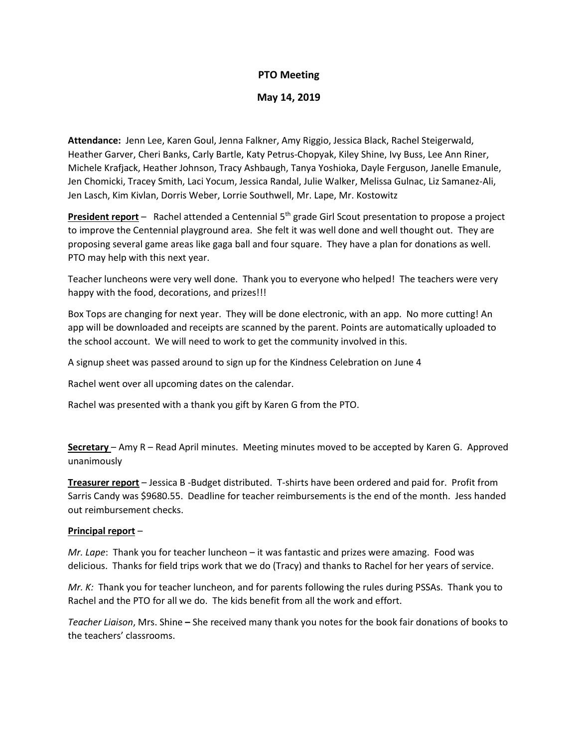# PTO Meeting

## May 14, 2019

**Attendance:** Jenn Lee, Karen Goul, Jenna Falkner, Amy Riggio, Jessica Black, Rachel Steigerwald, Heather Garver, Cheri Banks, Carly Bartle, Katy Petrus-Chopyak, Kiley Shine, Ivy Buss, Lee Ann Riner, Michele Krafjack, Heather Johnson, Tracy Ashbaugh, Tanya Yoshioka, Dayle Ferguson, Janelle Emanule, Jen Chomicki, Tracey Smith, Laci Yocum, Jessica Randal, Julie Walker, Melissa Gulnac, Liz Samanez-Ali, Jen Lasch, Kim Kivlan, Dorris Weber, Lorrie Southwell, Mr. Lape, Mr. Kostowitz

**President report** – Rachel attended a Centennial 5th grade Girl Scout presentation to propose a project to improve the Centennial playground area. She felt it was well done and well thought out. They are proposing several game areas like gaga ball and four square. They have a plan for donations as well. PTO may help with this next year.

Teacher luncheons were very well done. Thank you to everyone who helped! The teachers were very happy with the food, decorations, and prizes!!!

Box Tops are changing for next year. They will be done electronic, with an app. No more cutting! An app will be downloaded and receipts are scanned by the parent. Points are automatically uploaded to the school account. We will need to work to get the community involved in this.

A signup sheet was passed around to sign up for the Kindness Celebration on June 4

Rachel went over all upcoming dates on the calendar.

Rachel was presented with a thank you gift by Karen G from the PTO.

**Secretary** – Amy R – Read April minutes. Meeting minutes moved to be accepted by Karen G. Approved unanimously

**Treasurer report** – Jessica B -Budget distributed. T-shirts have been ordered and paid for. Profit from Sarris Candy was $9680.55. Deadline for teacher reimbursements is the end of the month. Jess handed out reimbursement checks.

**Principal report** –

*Mr. Lape*: Thank you for teacher luncheon – it was fantastic and prizes were amazing. Food was delicious. Thanks for field trips work that we do (Tracy) and thanks to Rachel for her years of service.

*Mr. K:* Thank you for teacher luncheon, and for parents following the rules during PSSAs. Thank you to Rachel and the PTO for all we do. The kids benefit from all the work and effort.

*Teacher Liaison*, Mrs. Shine **–** She received many thank you notes for the book fair donations of books to the teachers' classrooms.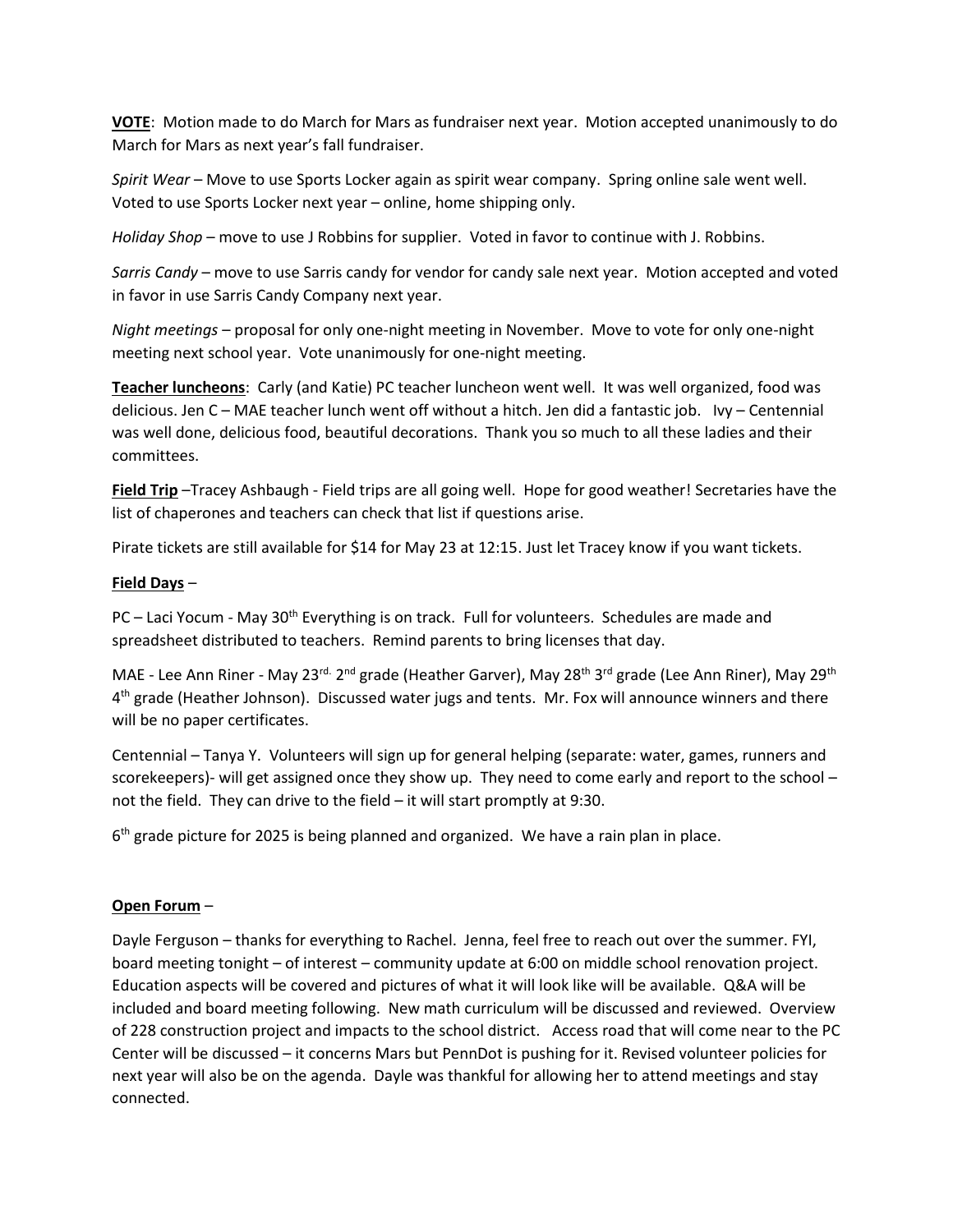**VOTE**: Motion made to do March for Mars as fundraiser next year. Motion accepted unanimously to do March for Mars as next year's fall fundraiser.

*Spirit Wear* – Move to use Sports Locker again as spirit wear company. Spring online sale went well. Voted to use Sports Locker next year – online, home shipping only.

*Holiday Shop* – move to use J Robbins for supplier. Voted in favor to continue with J. Robbins.

*Sarris Candy* – move to use Sarris candy for vendor for candy sale next year. Motion accepted and voted in favor in use Sarris Candy Company next year.

*Night meetings* – proposal for only one-night meeting in November. Move to vote for only one-night meeting next school year. Vote unanimously for one-night meeting.

**Teacher luncheons**: Carly (and Katie) PC teacher luncheon went well. It was well organized, food was delicious. Jen C – MAE teacher lunch went off without a hitch. Jen did a fantastic job. Ivy – Centennial was well done, delicious food, beautiful decorations. Thank you so much to all these ladies and their committees.

**Field Trip** –Tracey Ashbaugh - Field trips are all going well. Hope for good weather! Secretaries have the list of chaperones and teachers can check that list if questions arise.

Pirate tickets are still available for $14 for May 23 at 12:15. Just let Tracey know if you want tickets.

**Field Days** –

PC – Laci Yocum - May 30th Everything is on track. Full for volunteers. Schedules are made and spreadsheet distributed to teachers. Remind parents to bring licenses that day.

MAE - Lee Ann Riner - May 23rd. 2nd grade (Heather Garver), May 28th 3rd grade (Lee Ann Riner), May 29th 4th grade (Heather Johnson). Discussed water jugs and tents. Mr. Fox will announce winners and there will be no paper certificates.

Centennial – Tanya Y. Volunteers will sign up for general helping (separate: water, games, runners and scorekeepers)- will get assigned once they show up. They need to come early and report to the school – not the field. They can drive to the field – it will start promptly at 9:30.

6th grade picture for 2025 is being planned and organized. We have a rain plan in place.

**Open Forum** –

Dayle Ferguson – thanks for everything to Rachel. Jenna, feel free to reach out over the summer. FYI, board meeting tonight – of interest – community update at 6:00 on middle school renovation project. Education aspects will be covered and pictures of what it will look like will be available. Q&A will be included and board meeting following. New math curriculum will be discussed and reviewed. Overview of 228 construction project and impacts to the school district. Access road that will come near to the PC Center will be discussed – it concerns Mars but PennDot is pushing for it. Revised volunteer policies for next year will also be on the agenda. Dayle was thankful for allowing her to attend meetings and stay connected.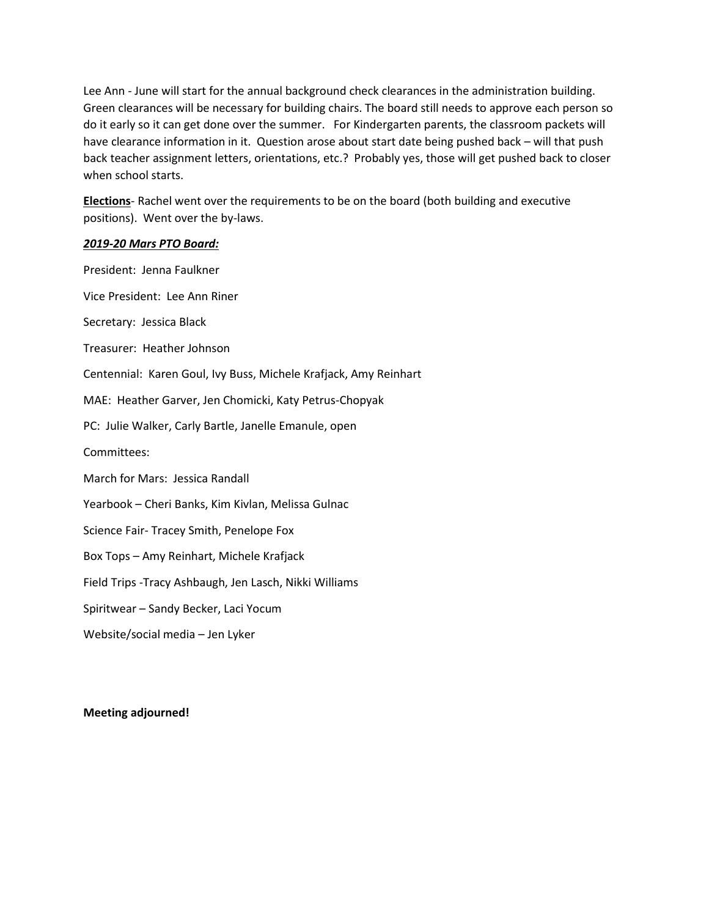Lee Ann - June will start for the annual background check clearances in the administration building. Green clearances will be necessary for building chairs. The board still needs to approve each person so do it early so it can get done over the summer. For Kindergarten parents, the classroom packets will have clearance information in it. Question arose about start date being pushed back – will that push back teacher assignment letters, orientations, etc.? Probably yes, those will get pushed back to closer when school starts.

**Elections**- Rachel went over the requirements to be on the board (both building and executive positions). Went over the by-laws.

***2019-20 Mars PTO Board:***

President: Jenna Faulkner

Vice President: Lee Ann Riner

Secretary: Jessica Black

Treasurer: Heather Johnson

Centennial: Karen Goul, Ivy Buss, Michele Krafjack, Amy Reinhart

MAE: Heather Garver, Jen Chomicki, Katy Petrus-Chopyak

PC: Julie Walker, Carly Bartle, Janelle Emanule, open

Committees:

March for Mars: Jessica Randall

Yearbook – Cheri Banks, Kim Kivlan, Melissa Gulnac

Science Fair- Tracey Smith, Penelope Fox

Box Tops – Amy Reinhart, Michele Krafjack

Field Trips -Tracy Ashbaugh, Jen Lasch, Nikki Williams

Spiritwear – Sandy Becker, Laci Yocum

Website/social media – Jen Lyker

**Meeting adjourned!**